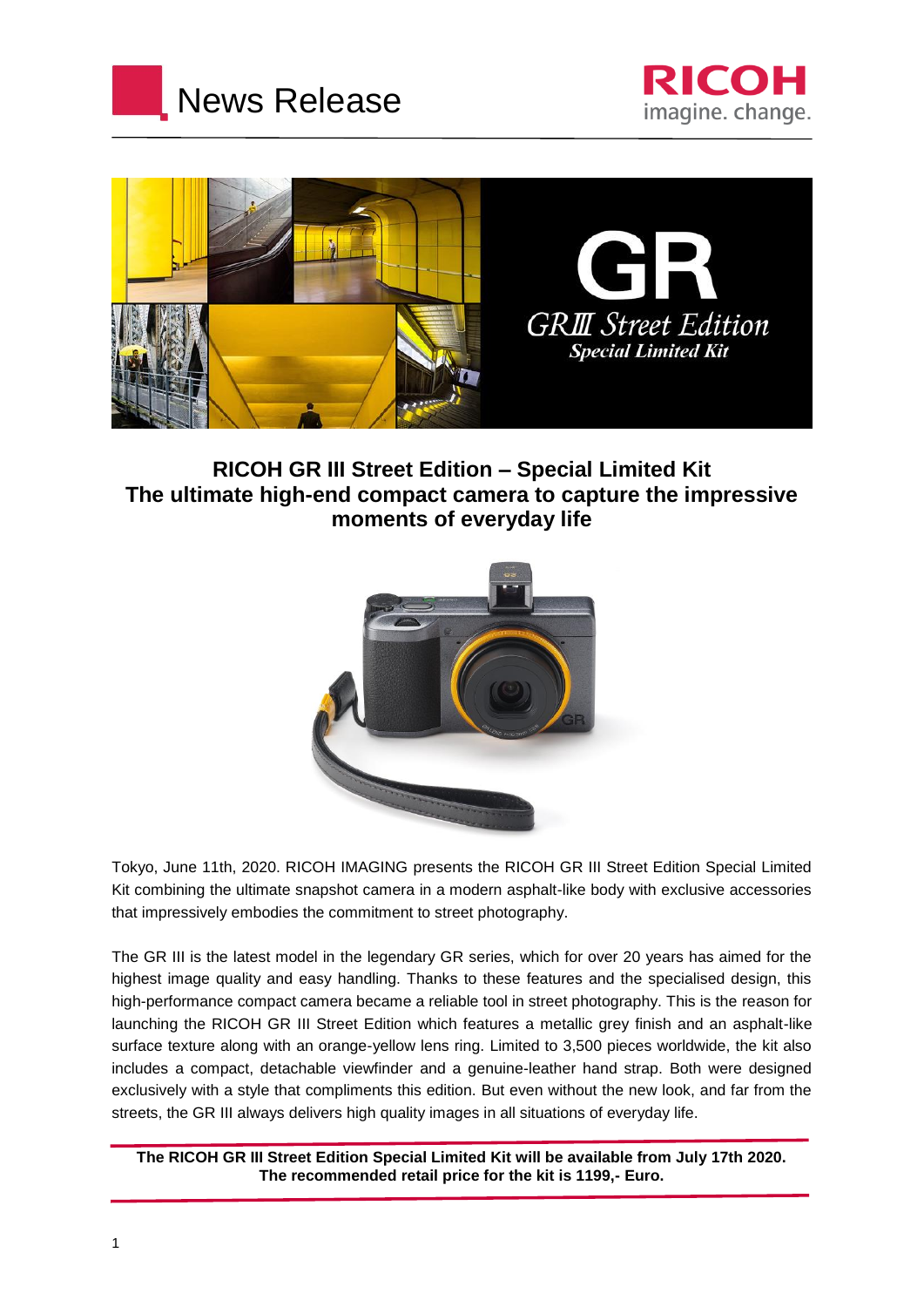# News Release

RICOH imagine. change.

GR

GRIII Street Edition
Special Limited Kit

## RICOH GR III Street Edition – Special Limited Kit
## The ultimate high-end compact camera to capture the impressive moments of everyday life

Tokyo, June 11th, 2020. RICOH IMAGING presents the RICOH GR III Street Edition Special Limited Kit combining the ultimate snapshot camera in a modern asphalt-like body with exclusive accessories that impressively embodies the commitment to street photography.

The GR III is the latest model in the legendary GR series, which for over 20 years has aimed for the highest image quality and easy handling. Thanks to these features and the specialised design, this high-performance compact camera became a reliable tool in street photography. This is the reason for launching the RICOH GR III Street Edition which features a metallic grey finish and an asphalt-like surface texture along with an orange-yellow lens ring. Limited to 3,500 pieces worldwide, the kit also includes a compact, detachable viewfinder and a genuine-leather hand strap. Both were designed exclusively with a style that compliments this edition. But even without the new look, and far from the streets, the GR III always delivers high quality images in all situations of everyday life.

**The RICOH GR III Street Edition Special Limited Kit will be available from July 17th 2020.**
**The recommended retail price for the kit is 1199,- Euro.**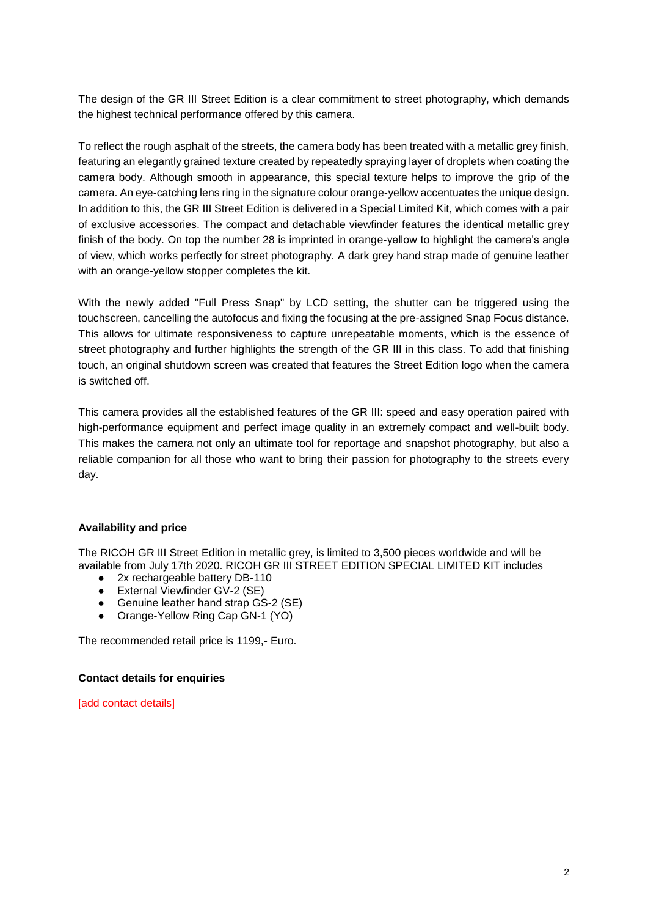The design of the GR III Street Edition is a clear commitment to street photography, which demands the highest technical performance offered by this camera.

To reflect the rough asphalt of the streets, the camera body has been treated with a metallic grey finish, featuring an elegantly grained texture created by repeatedly spraying layer of droplets when coating the camera body. Although smooth in appearance, this special texture helps to improve the grip of the camera. An eye-catching lens ring in the signature colour orange-yellow accentuates the unique design. In addition to this, the GR III Street Edition is delivered in a Special Limited Kit, which comes with a pair of exclusive accessories. The compact and detachable viewfinder features the identical metallic grey finish of the body. On top the number 28 is imprinted in orange-yellow to highlight the camera's angle of view, which works perfectly for street photography. A dark grey hand strap made of genuine leather with an orange-yellow stopper completes the kit.

With the newly added "Full Press Snap" by LCD setting, the shutter can be triggered using the touchscreen, cancelling the autofocus and fixing the focusing at the pre-assigned Snap Focus distance. This allows for ultimate responsiveness to capture unrepeatable moments, which is the essence of street photography and further highlights the strength of the GR III in this class. To add that finishing touch, an original shutdown screen was created that features the Street Edition logo when the camera is switched off.

This camera provides all the established features of the GR III: speed and easy operation paired with high-performance equipment and perfect image quality in an extremely compact and well-built body. This makes the camera not only an ultimate tool for reportage and snapshot photography, but also a reliable companion for all those who want to bring their passion for photography to the streets every day.

**Availability and price**

The RICOH GR III Street Edition in metallic grey, is limited to 3,500 pieces worldwide and will be available from July 17th 2020. RICOH GR III STREET EDITION SPECIAL LIMITED KIT includes

- 2x rechargeable battery DB-110
- External Viewfinder GV-2 (SE)
- Genuine leather hand strap GS-2 (SE)
- Orange-Yellow Ring Cap GN-1 (YO)

The recommended retail price is 1199,- Euro.

**Contact details for enquiries**

[add contact details]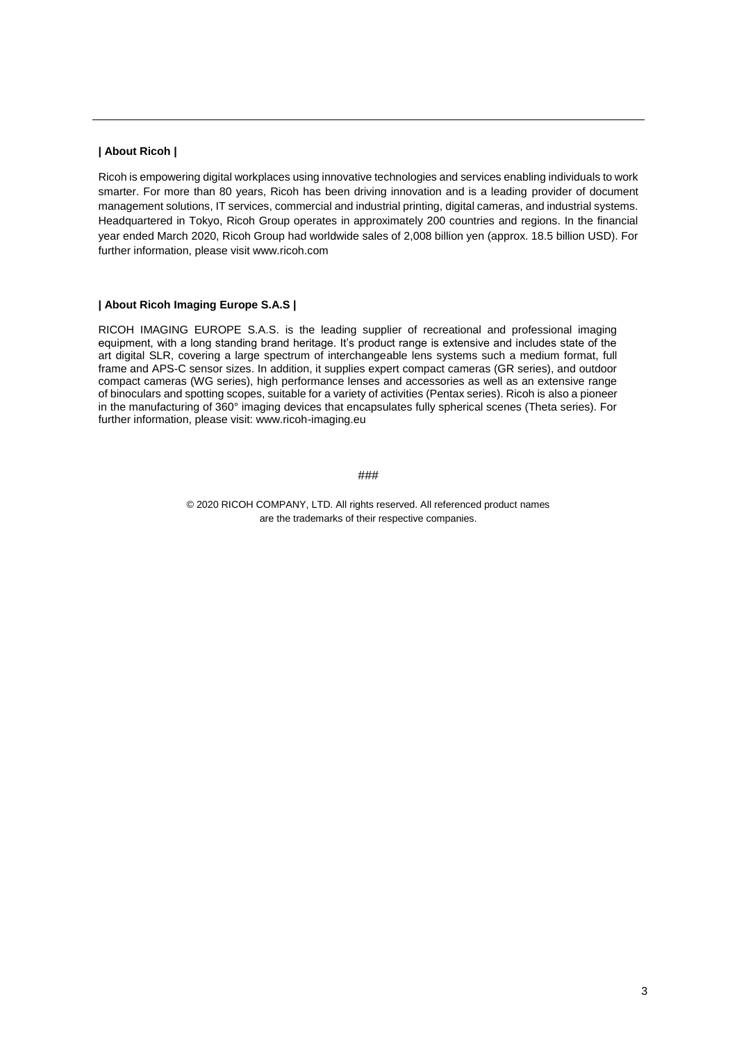**| About Ricoh |**

Ricoh is empowering digital workplaces using innovative technologies and services enabling individuals to work smarter. For more than 80 years, Ricoh has been driving innovation and is a leading provider of document management solutions, IT services, commercial and industrial printing, digital cameras, and industrial systems. Headquartered in Tokyo, Ricoh Group operates in approximately 200 countries and regions. In the financial year ended March 2020, Ricoh Group had worldwide sales of 2,008 billion yen (approx. 18.5 billion USD). For further information, please visit www.ricoh.com

**| About Ricoh Imaging Europe S.A.S |**

RICOH IMAGING EUROPE S.A.S. is the leading supplier of recreational and professional imaging equipment, with a long standing brand heritage. It's product range is extensive and includes state of the art digital SLR, covering a large spectrum of interchangeable lens systems such a medium format, full frame and APS-C sensor sizes. In addition, it supplies expert compact cameras (GR series), and outdoor compact cameras (WG series), high performance lenses and accessories as well as an extensive range of binoculars and spotting scopes, suitable for a variety of activities (Pentax series). Ricoh is also a pioneer in the manufacturing of 360° imaging devices that encapsulates fully spherical scenes (Theta series). For further information, please visit: www.ricoh-imaging.eu

###

© 2020 RICOH COMPANY, LTD. All rights reserved. All referenced product names are the trademarks of their respective companies.